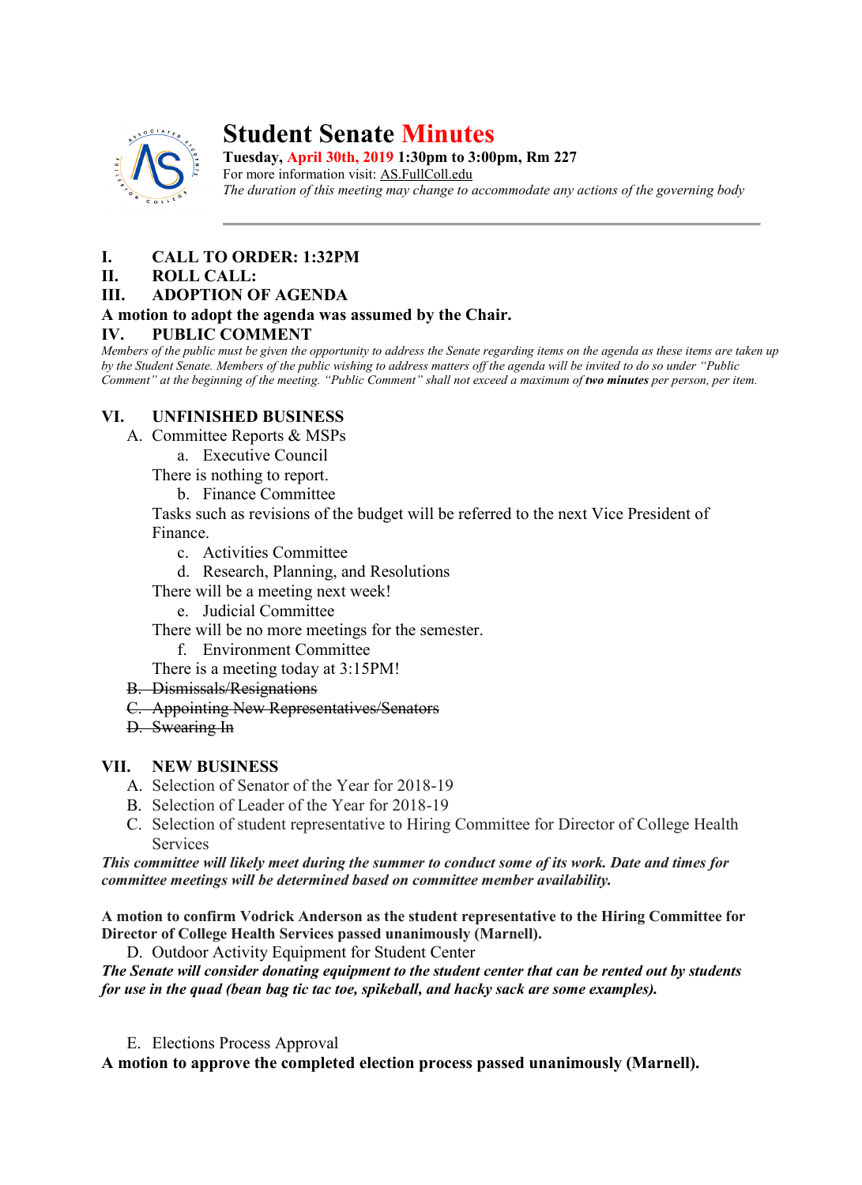# Student Senate Minutes

**Tuesday, April 30th, 2019 1:30pm to 3:00pm, Rm 227**
For more information visit: AS.FullColl.edu
*The duration of this meeting may change to accommodate any actions of the governing body*

---

**I. CALL TO ORDER: 1:32PM**
**II. ROLL CALL:**
**III. ADOPTION OF AGENDA**
**A motion to adopt the agenda was assumed by the Chair.**
**IV. PUBLIC COMMENT**

*Members of the public must be given the opportunity to address the Senate regarding items on the agenda as these items are taken up by the Student Senate. Members of the public wishing to address matters off the agenda will be invited to do so under "Public Comment" at the beginning of the meeting. "Public Comment" shall not exceed a maximum of **two minutes** per person, per item.*

**VI. UNFINISHED BUSINESS**

A. Committee Reports & MSPs

a. Executive Council

There is nothing to report.

b. Finance Committee

Tasks such as revisions of the budget will be referred to the next Vice President of Finance.

c. Activities Committee

d. Research, Planning, and Resolutions

There will be a meeting next week!

e. Judicial Committee

There will be no more meetings for the semester.

f. Environment Committee

There is a meeting today at 3:15PM!

~~B. Dismissals/Resignations~~
~~C. Appointing New Representatives/Senators~~
~~D. Swearing In~~

**VII. NEW BUSINESS**

A. Selection of Senator of the Year for 2018-19
B. Selection of Leader of the Year for 2018-19
C. Selection of student representative to Hiring Committee for Director of College Health Services

***This committee will likely meet during the summer to conduct some of its work. Date and times for committee meetings will be determined based on committee member availability.***

**A motion to confirm Vodrick Anderson as the student representative to the Hiring Committee for Director of College Health Services passed unanimously (Marnell).**

D. Outdoor Activity Equipment for Student Center

***The Senate will consider donating equipment to the student center that can be rented out by students for use in the quad (bean bag tic tac toe, spikeball, and hacky sack are some examples).***

E. Elections Process Approval

**A motion to approve the completed election process passed unanimously (Marnell).**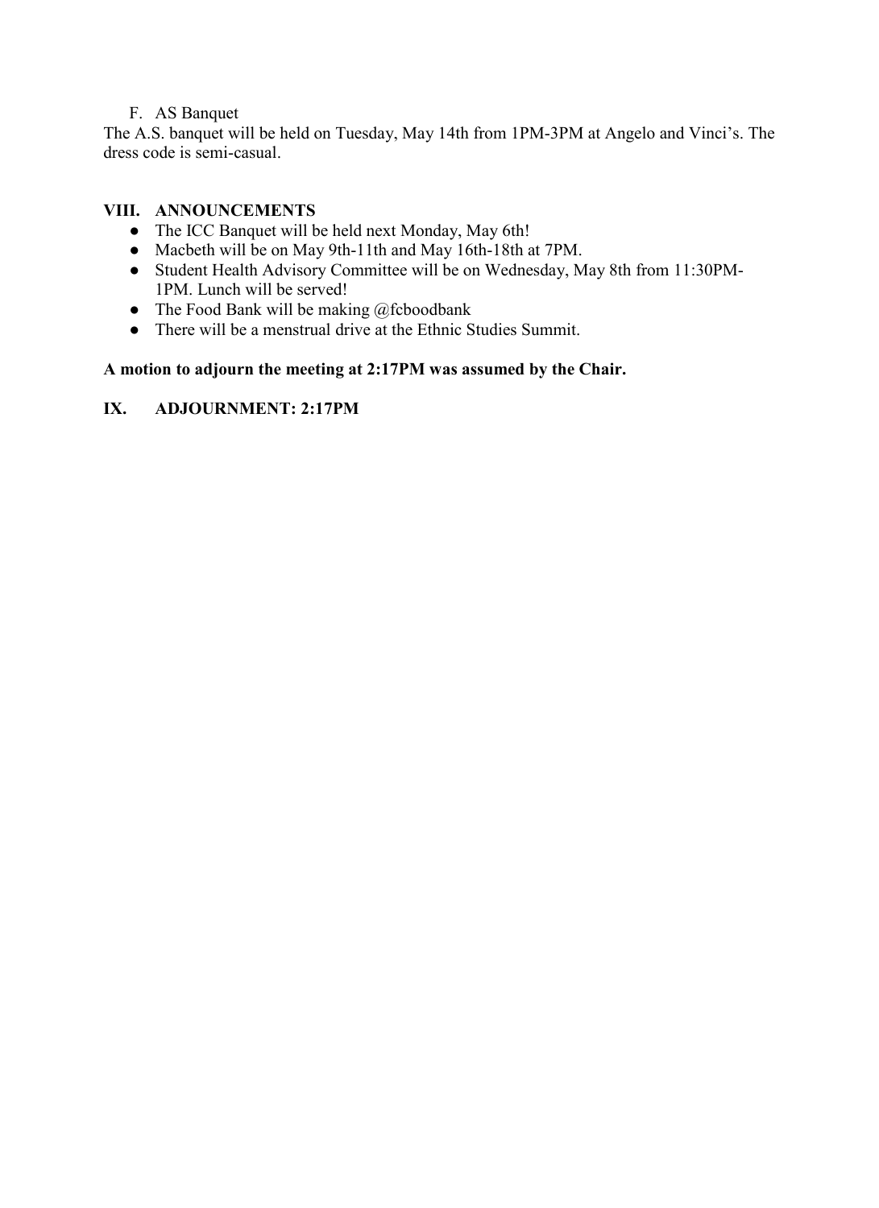F. AS Banquet

The A.S. banquet will be held on Tuesday, May 14th from 1PM-3PM at Angelo and Vinci's. The dress code is semi-casual.

## VIII. ANNOUNCEMENTS

- The ICC Banquet will be held next Monday, May 6th!
- Macbeth will be on May 9th-11th and May 16th-18th at 7PM.
- Student Health Advisory Committee will be on Wednesday, May 8th from 11:30PM-1PM. Lunch will be served!
- The Food Bank will be making @fcboodbank
- There will be a menstrual drive at the Ethnic Studies Summit.

**A motion to adjourn the meeting at 2:17PM was assumed by the Chair.**

## IX. ADJOURNMENT: 2:17PM